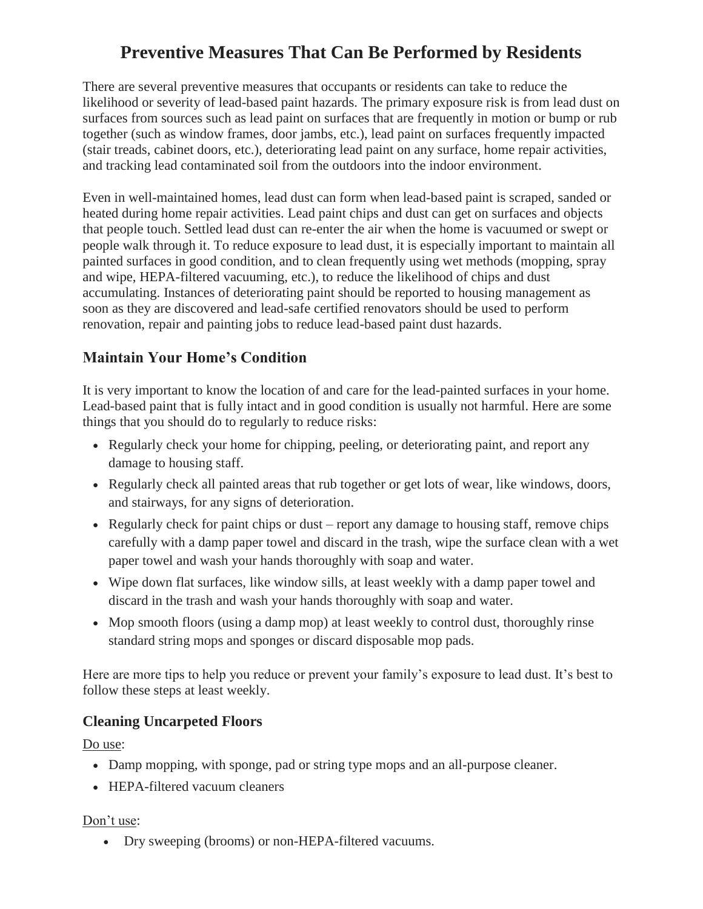# Preventive Measures That Can Be Performed by Residents

There are several preventive measures that occupants or residents can take to reduce the likelihood or severity of lead-based paint hazards. The primary exposure risk is from lead dust on surfaces from sources such as lead paint on surfaces that are frequently in motion or bump or rub together (such as window frames, door jambs, etc.), lead paint on surfaces frequently impacted (stair treads, cabinet doors, etc.), deteriorating lead paint on any surface, home repair activities, and tracking lead contaminated soil from the outdoors into the indoor environment.

Even in well-maintained homes, lead dust can form when lead-based paint is scraped, sanded or heated during home repair activities. Lead paint chips and dust can get on surfaces and objects that people touch. Settled lead dust can re-enter the air when the home is vacuumed or swept or people walk through it. To reduce exposure to lead dust, it is especially important to maintain all painted surfaces in good condition, and to clean frequently using wet methods (mopping, spray and wipe, HEPA-filtered vacuuming, etc.), to reduce the likelihood of chips and dust accumulating. Instances of deteriorating paint should be reported to housing management as soon as they are discovered and lead-safe certified renovators should be used to perform renovation, repair and painting jobs to reduce lead-based paint dust hazards.

## Maintain Your Home's Condition

It is very important to know the location of and care for the lead-painted surfaces in your home. Lead-based paint that is fully intact and in good condition is usually not harmful. Here are some things that you should do to regularly to reduce risks:

- Regularly check your home for chipping, peeling, or deteriorating paint, and report any damage to housing staff.
- Regularly check all painted areas that rub together or get lots of wear, like windows, doors, and stairways, for any signs of deterioration.
- Regularly check for paint chips or dust – report any damage to housing staff, remove chips carefully with a damp paper towel and discard in the trash, wipe the surface clean with a wet paper towel and wash your hands thoroughly with soap and water.
- Wipe down flat surfaces, like window sills, at least weekly with a damp paper towel and discard in the trash and wash your hands thoroughly with soap and water.
- Mop smooth floors (using a damp mop) at least weekly to control dust, thoroughly rinse standard string mops and sponges or discard disposable mop pads.

Here are more tips to help you reduce or prevent your family's exposure to lead dust. It's best to follow these steps at least weekly.

### Cleaning Uncarpeted Floors

Do use:

- Damp mopping, with sponge, pad or string type mops and an all-purpose cleaner.
- HEPA-filtered vacuum cleaners

Don't use:

- Dry sweeping (brooms) or non-HEPA-filtered vacuums.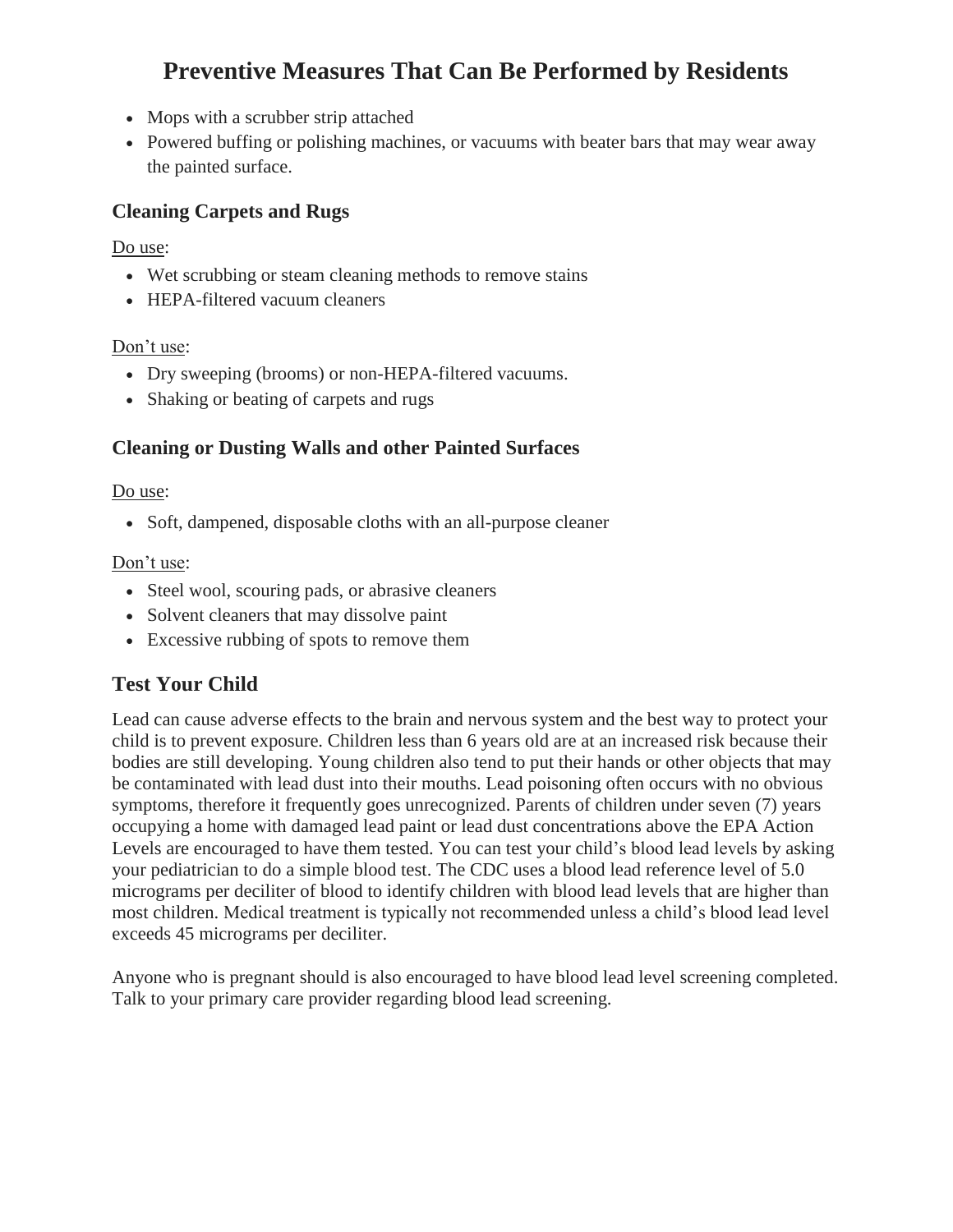# Preventive Measures That Can Be Performed by Residents

- Mops with a scrubber strip attached
- Powered buffing or polishing machines, or vacuums with beater bars that may wear away the painted surface.

### Cleaning Carpets and Rugs

Do use:

- Wet scrubbing or steam cleaning methods to remove stains
- HEPA-filtered vacuum cleaners

Don't use:

- Dry sweeping (brooms) or non-HEPA-filtered vacuums.
- Shaking or beating of carpets and rugs

### Cleaning or Dusting Walls and other Painted Surfaces

Do use:

- Soft, dampened, disposable cloths with an all-purpose cleaner

Don't use:

- Steel wool, scouring pads, or abrasive cleaners
- Solvent cleaners that may dissolve paint
- Excessive rubbing of spots to remove them

## Test Your Child

Lead can cause adverse effects to the brain and nervous system and the best way to protect your child is to prevent exposure. Children less than 6 years old are at an increased risk because their bodies are still developing. Young children also tend to put their hands or other objects that may be contaminated with lead dust into their mouths. Lead poisoning often occurs with no obvious symptoms, therefore it frequently goes unrecognized. Parents of children under seven (7) years occupying a home with damaged lead paint or lead dust concentrations above the EPA Action Levels are encouraged to have them tested. You can test your child's blood lead levels by asking your pediatrician to do a simple blood test. The CDC uses a blood lead reference level of 5.0 micrograms per deciliter of blood to identify children with blood lead levels that are higher than most children. Medical treatment is typically not recommended unless a child's blood lead level exceeds 45 micrograms per deciliter.

Anyone who is pregnant should is also encouraged to have blood lead level screening completed. Talk to your primary care provider regarding blood lead screening.